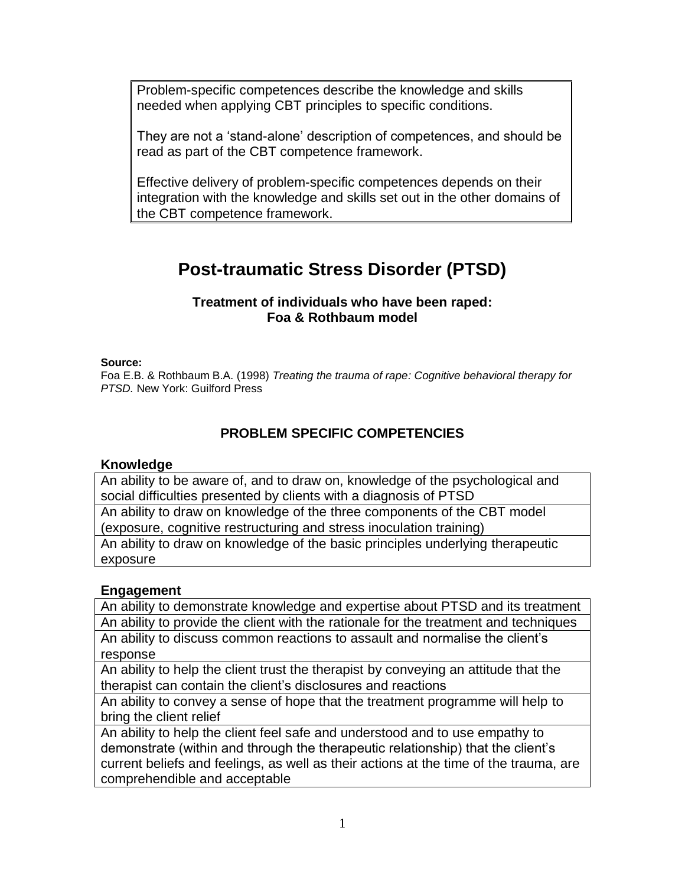Problem-specific competences describe the knowledge and skills needed when applying CBT principles to specific conditions.

They are not a 'stand-alone' description of competences, and should be read as part of the CBT competence framework.

Effective delivery of problem-specific competences depends on their integration with the knowledge and skills set out in the other domains of the CBT competence framework.

# Post-traumatic Stress Disorder (PTSD)

### Treatment of individuals who have been raped: Foa & Rothbaum model

**Source:**
Foa E.B. & Rothbaum B.A. (1998) *Treating the trauma of rape: Cognitive behavioral therapy for PTSD.* New York: Guilford Press

## PROBLEM SPECIFIC COMPETENCIES

### Knowledge

| |
|---|
| An ability to be aware of, and to draw on, knowledge of the psychological and social difficulties presented by clients with a diagnosis of PTSD |
| An ability to draw on knowledge of the three components of the CBT model (exposure, cognitive restructuring and stress inoculation training) |
| An ability to draw on knowledge of the basic principles underlying therapeutic exposure |

### Engagement

| |
|---|
| An ability to demonstrate knowledge and expertise about PTSD and its treatment |
| An ability to provide the client with the rationale for the treatment and techniques |
| An ability to discuss common reactions to assault and normalise the client's response |
| An ability to help the client trust the therapist by conveying an attitude that the therapist can contain the client's disclosures and reactions |
| An ability to convey a sense of hope that the treatment programme will help to bring the client relief |
| An ability to help the client feel safe and understood and to use empathy to demonstrate (within and through the therapeutic relationship) that the client's current beliefs and feelings, as well as their actions at the time of the trauma, are comprehendible and acceptable |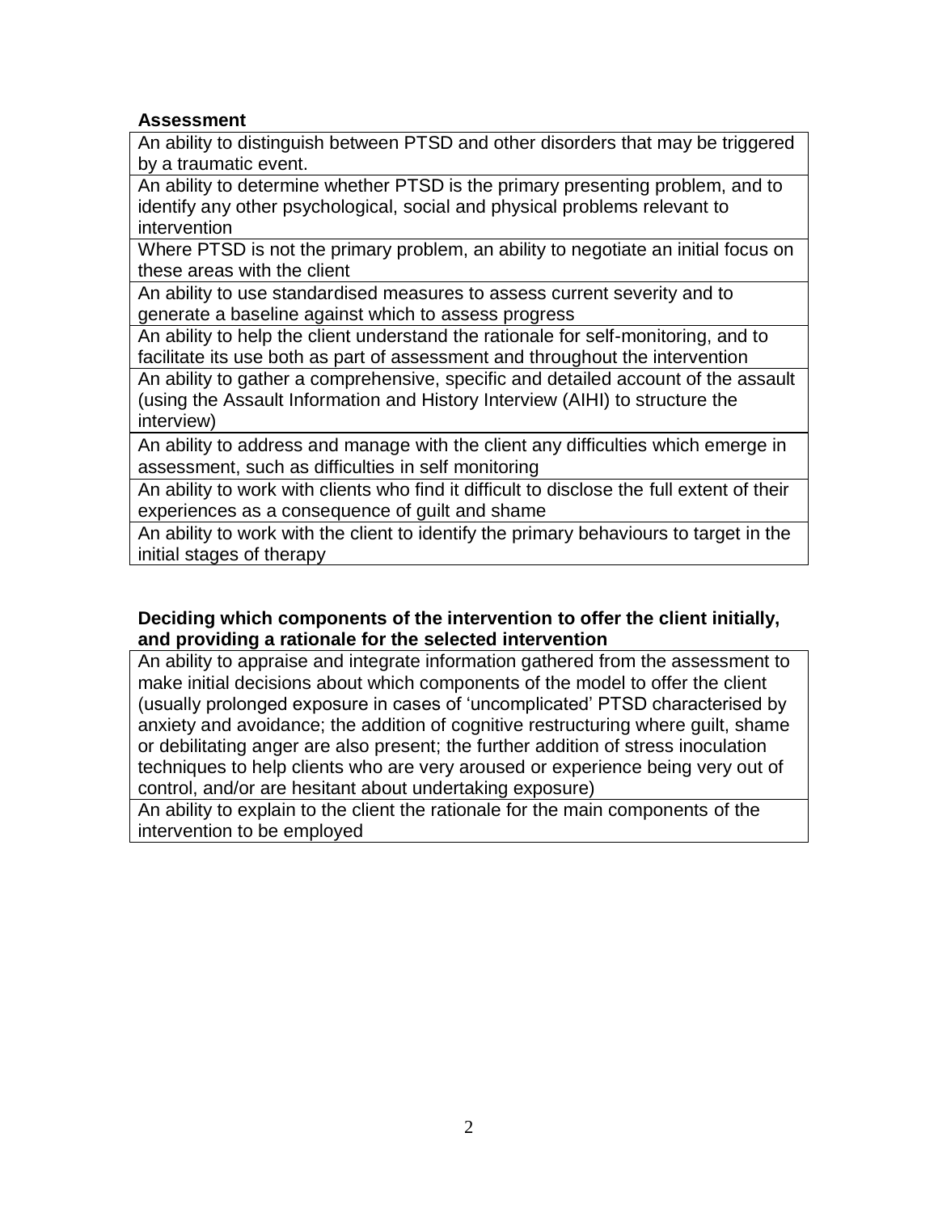**Assessment**

| An ability to distinguish between PTSD and other disorders that may be triggered by a traumatic event. |
| --- |
| An ability to determine whether PTSD is the primary presenting problem, and to identify any other psychological, social and physical problems relevant to intervention |
| Where PTSD is not the primary problem, an ability to negotiate an initial focus on these areas with the client |
| An ability to use standardised measures to assess current severity and to generate a baseline against which to assess progress |
| An ability to help the client understand the rationale for self-monitoring, and to facilitate its use both as part of assessment and throughout the intervention |
| An ability to gather a comprehensive, specific and detailed account of the assault (using the Assault Information and History Interview (AIHI) to structure the interview) |
| An ability to address and manage with the client any difficulties which emerge in assessment, such as difficulties in self monitoring |
| An ability to work with clients who find it difficult to disclose the full extent of their experiences as a consequence of guilt and shame |
| An ability to work with the client to identify the primary behaviours to target in the initial stages of therapy |

**Deciding which components of the intervention to offer the client initially, and providing a rationale for the selected intervention**

| An ability to appraise and integrate information gathered from the assessment to make initial decisions about which components of the model to offer the client (usually prolonged exposure in cases of 'uncomplicated' PTSD characterised by anxiety and avoidance; the addition of cognitive restructuring where guilt, shame or debilitating anger are also present; the further addition of stress inoculation techniques to help clients who are very aroused or experience being very out of control, and/or are hesitant about undertaking exposure) |
| --- |
| An ability to explain to the client the rationale for the main components of the intervention to be employed |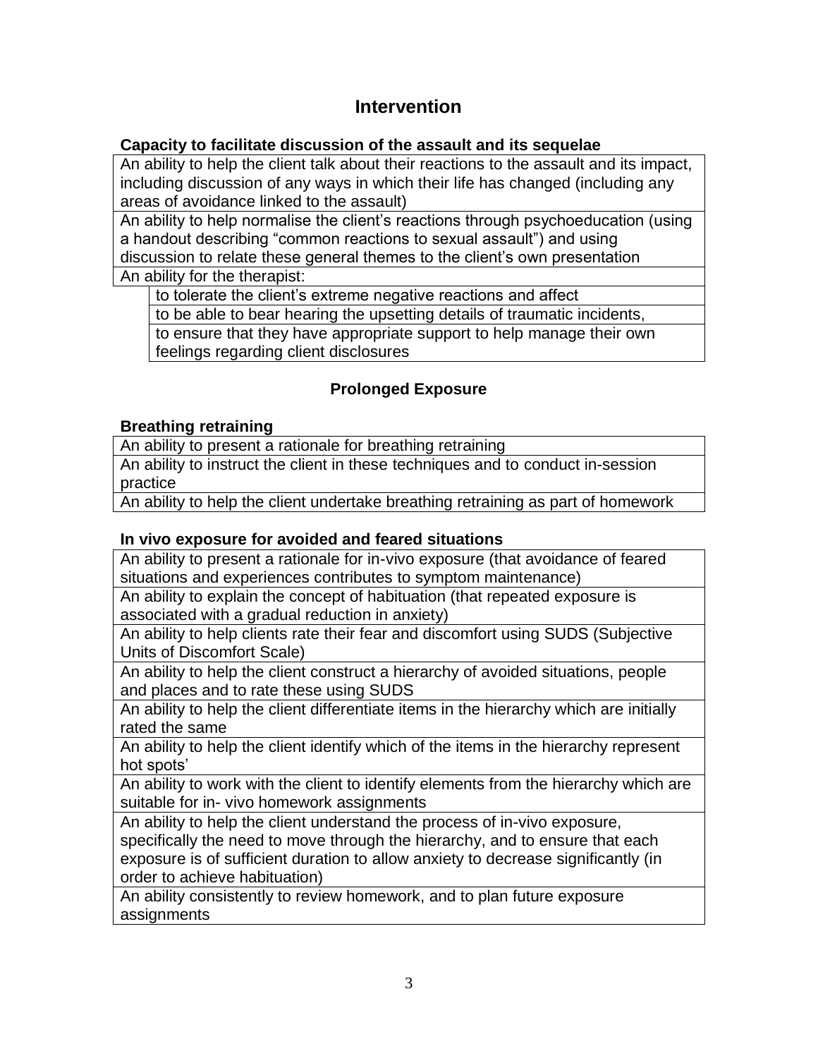## Intervention

**Capacity to facilitate discussion of the assault and its sequelae**

| |
|---|
| An ability to help the client talk about their reactions to the assault and its impact, including discussion of any ways in which their life has changed (including any areas of avoidance linked to the assault) |
| An ability to help normalise the client's reactions through psychoeducation (using a handout describing "common reactions to sexual assault") and using discussion to relate these general themes to the client's own presentation |
| An ability for the therapist: |

- to tolerate the client's extreme negative reactions and affect
- to be able to bear hearing the upsetting details of traumatic incidents,
- to ensure that they have appropriate support to help manage their own feelings regarding client disclosures

### Prolonged Exposure

**Breathing retraining**

| |
|---|
| An ability to present a rationale for breathing retraining |
| An ability to instruct the client in these techniques and to conduct in-session practice |
| An ability to help the client undertake breathing retraining as part of homework |

**In vivo exposure for avoided and feared situations**

| |
|---|
| An ability to present a rationale for in-vivo exposure (that avoidance of feared situations and experiences contributes to symptom maintenance) |
| An ability to explain the concept of habituation (that repeated exposure is associated with a gradual reduction in anxiety) |
| An ability to help clients rate their fear and discomfort using SUDS (Subjective Units of Discomfort Scale) |
| An ability to help the client construct a hierarchy of avoided situations, people and places and to rate these using SUDS |
| An ability to help the client differentiate items in the hierarchy which are initially rated the same |
| An ability to help the client identify which of the items in the hierarchy represent hot spots' |
| An ability to work with the client to identify elements from the hierarchy which are suitable for in- vivo homework assignments |
| An ability to help the client understand the process of in-vivo exposure, specifically the need to move through the hierarchy, and to ensure that each exposure is of sufficient duration to allow anxiety to decrease significantly (in order to achieve habituation) |
| An ability consistently to review homework, and to plan future exposure assignments |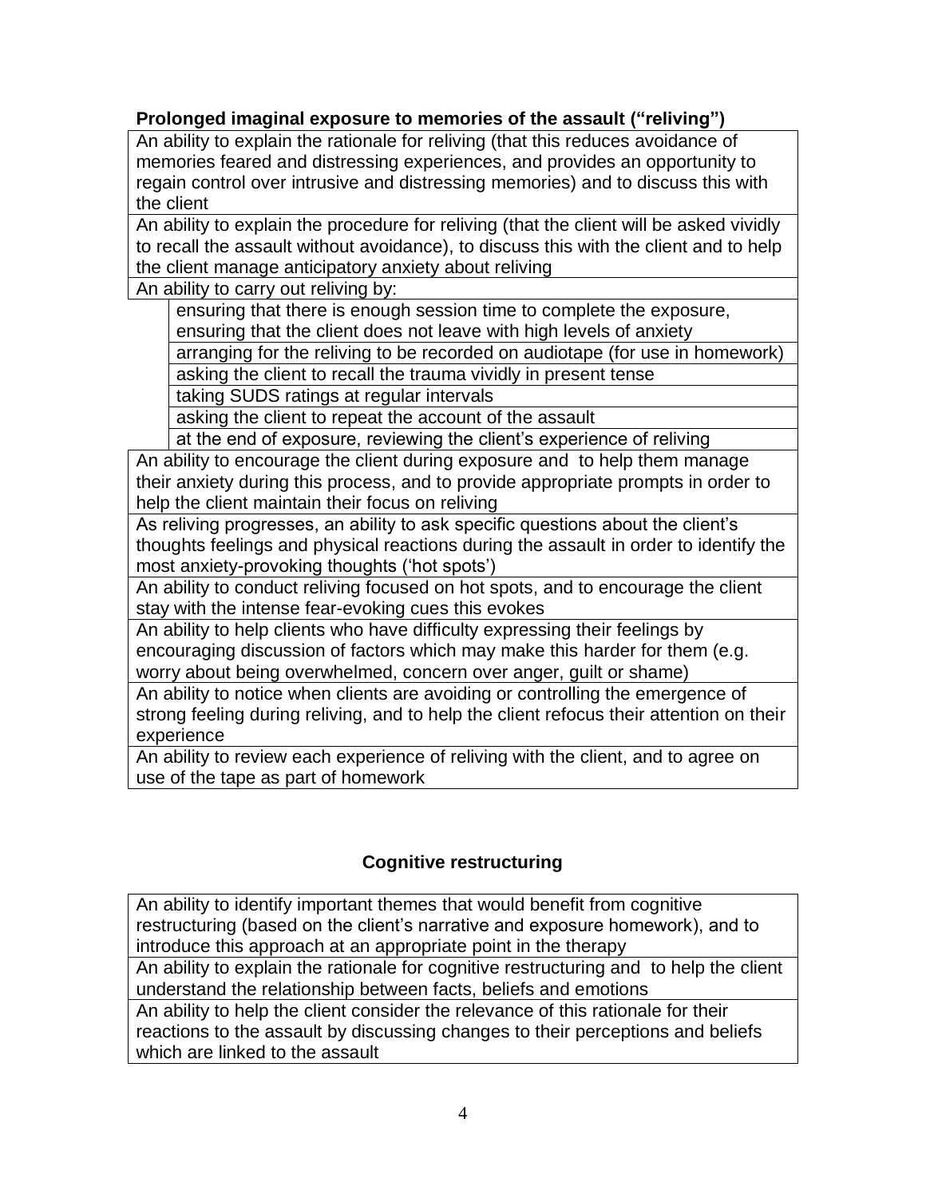**Prolonged imaginal exposure to memories of the assault ("reliving")**

| |
|---|
| An ability to explain the rationale for reliving (that this reduces avoidance of memories feared and distressing experiences, and provides an opportunity to regain control over intrusive and distressing memories) and to discuss this with the client |
| An ability to explain the procedure for reliving (that the client will be asked vividly to recall the assault without avoidance), to discuss this with the client and to help the client manage anticipatory anxiety about reliving |
| An ability to carry out reliving by: |
| ensuring that there is enough session time to complete the exposure, ensuring that the client does not leave with high levels of anxiety |
| arranging for the reliving to be recorded on audiotape (for use in homework) |
| asking the client to recall the trauma vividly in present tense |
| taking SUDS ratings at regular intervals |
| asking the client to repeat the account of the assault |
| at the end of exposure, reviewing the client's experience of reliving |
| An ability to encourage the client during exposure and to help them manage their anxiety during this process, and to provide appropriate prompts in order to help the client maintain their focus on reliving |
| As reliving progresses, an ability to ask specific questions about the client's thoughts feelings and physical reactions during the assault in order to identify the most anxiety-provoking thoughts ('hot spots') |
| An ability to conduct reliving focused on hot spots, and to encourage the client stay with the intense fear-evoking cues this evokes |
| An ability to help clients who have difficulty expressing their feelings by encouraging discussion of factors which may make this harder for them (e.g. worry about being overwhelmed, concern over anger, guilt or shame) |
| An ability to notice when clients are avoiding or controlling the emergence of strong feeling during reliving, and to help the client refocus their attention on their experience |
| An ability to review each experience of reliving with the client, and to agree on use of the tape as part of homework |

**Cognitive restructuring**

| |
|---|
| An ability to identify important themes that would benefit from cognitive restructuring (based on the client's narrative and exposure homework), and to introduce this approach at an appropriate point in the therapy |
| An ability to explain the rationale for cognitive restructuring and to help the client understand the relationship between facts, beliefs and emotions |
| An ability to help the client consider the relevance of this rationale for their reactions to the assault by discussing changes to their perceptions and beliefs which are linked to the assault |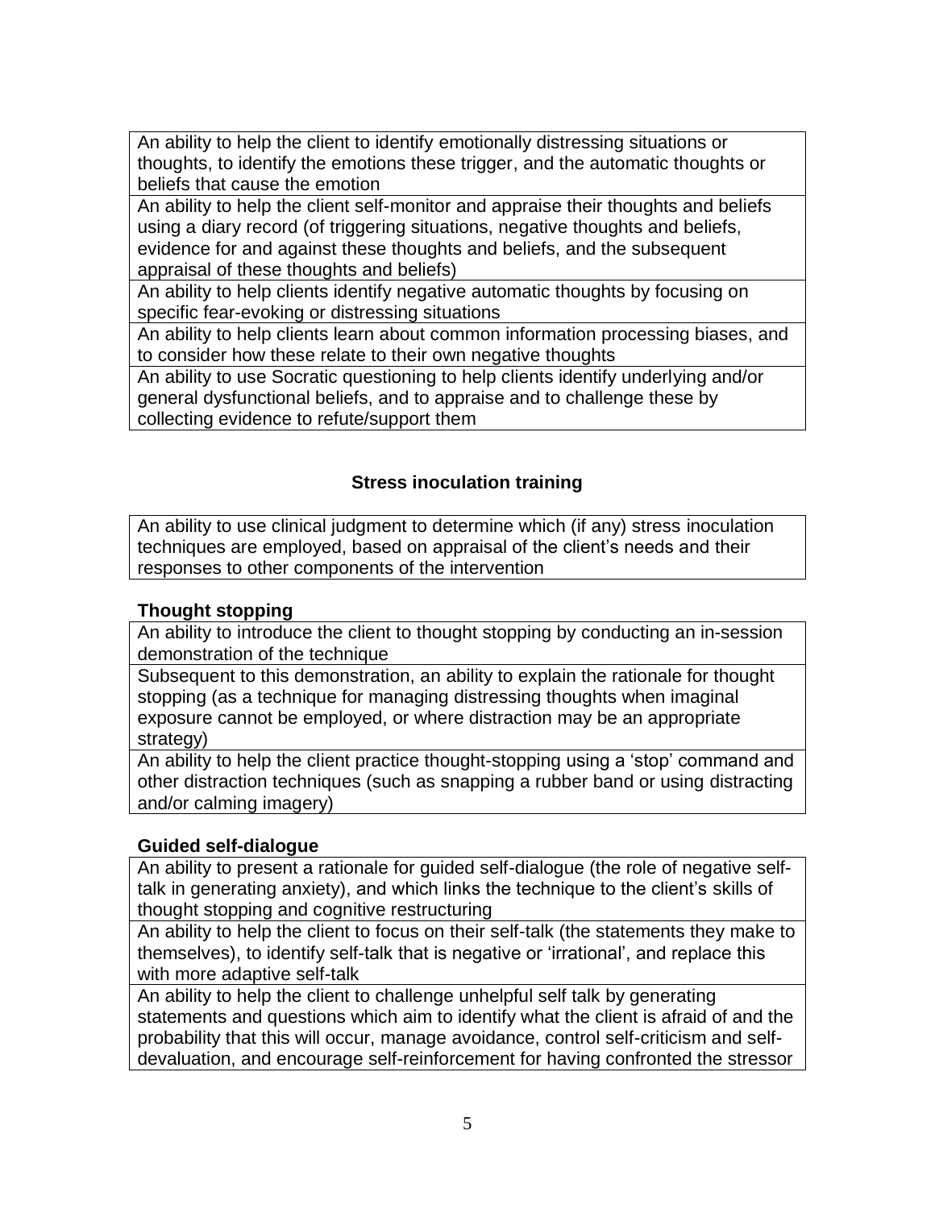| |
|---|
| An ability to help the client to identify emotionally distressing situations or thoughts, to identify the emotions these trigger, and the automatic thoughts or beliefs that cause the emotion |
| An ability to help the client self-monitor and appraise their thoughts and beliefs using a diary record (of triggering situations, negative thoughts and beliefs, evidence for and against these thoughts and beliefs, and the subsequent appraisal of these thoughts and beliefs) |
| An ability to help clients identify negative automatic thoughts by focusing on specific fear-evoking or distressing situations |
| An ability to help clients learn about common information processing biases, and to consider how these relate to their own negative thoughts |
| An ability to use Socratic questioning to help clients identify underlying and/or general dysfunctional beliefs, and to appraise and to challenge these by collecting evidence to refute/support them |

## Stress inoculation training

| |
|---|
| An ability to use clinical judgment to determine which (if any) stress inoculation techniques are employed, based on appraisal of the client's needs and their responses to other components of the intervention |

### Thought stopping

| |
|---|
| An ability to introduce the client to thought stopping by conducting an in-session demonstration of the technique |
| Subsequent to this demonstration, an ability to explain the rationale for thought stopping (as a technique for managing distressing thoughts when imaginal exposure cannot be employed, or where distraction may be an appropriate strategy) |
| An ability to help the client practice thought-stopping using a 'stop' command and other distraction techniques (such as snapping a rubber band or using distracting and/or calming imagery) |

### Guided self-dialogue

| |
|---|
| An ability to present a rationale for guided self-dialogue (the role of negative self-talk in generating anxiety), and which links the technique to the client's skills of thought stopping and cognitive restructuring |
| An ability to help the client to focus on their self-talk (the statements they make to themselves), to identify self-talk that is negative or 'irrational', and replace this with more adaptive self-talk |
| An ability to help the client to challenge unhelpful self talk by generating statements and questions which aim to identify what the client is afraid of and the probability that this will occur, manage avoidance, control self-criticism and self-devaluation, and encourage self-reinforcement for having confronted the stressor |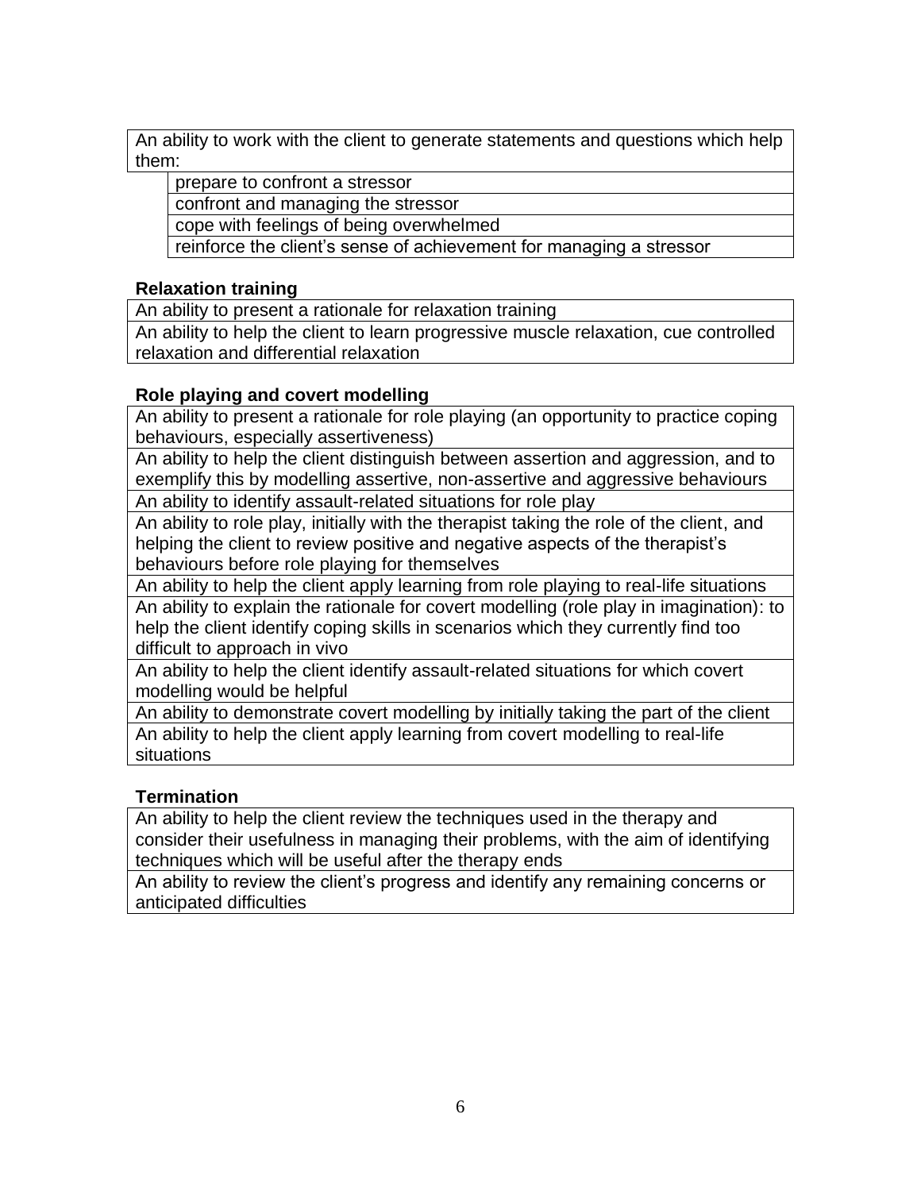An ability to work with the client to generate statements and questions which help them:

- prepare to confront a stressor
- confront and managing the stressor
- cope with feelings of being overwhelmed
- reinforce the client's sense of achievement for managing a stressor

### Relaxation training

An ability to present a rationale for relaxation training

An ability to help the client to learn progressive muscle relaxation, cue controlled relaxation and differential relaxation

### Role playing and covert modelling

An ability to present a rationale for role playing (an opportunity to practice coping behaviours, especially assertiveness)

An ability to help the client distinguish between assertion and aggression, and to exemplify this by modelling assertive, non-assertive and aggressive behaviours

An ability to identify assault-related situations for role play

An ability to role play, initially with the therapist taking the role of the client, and helping the client to review positive and negative aspects of the therapist's behaviours before role playing for themselves

An ability to help the client apply learning from role playing to real-life situations

An ability to explain the rationale for covert modelling (role play in imagination): to help the client identify coping skills in scenarios which they currently find too difficult to approach in vivo

An ability to help the client identify assault-related situations for which covert modelling would be helpful

An ability to demonstrate covert modelling by initially taking the part of the client

An ability to help the client apply learning from covert modelling to real-life situations

### Termination

An ability to help the client review the techniques used in the therapy and consider their usefulness in managing their problems, with the aim of identifying techniques which will be useful after the therapy ends

An ability to review the client's progress and identify any remaining concerns or anticipated difficulties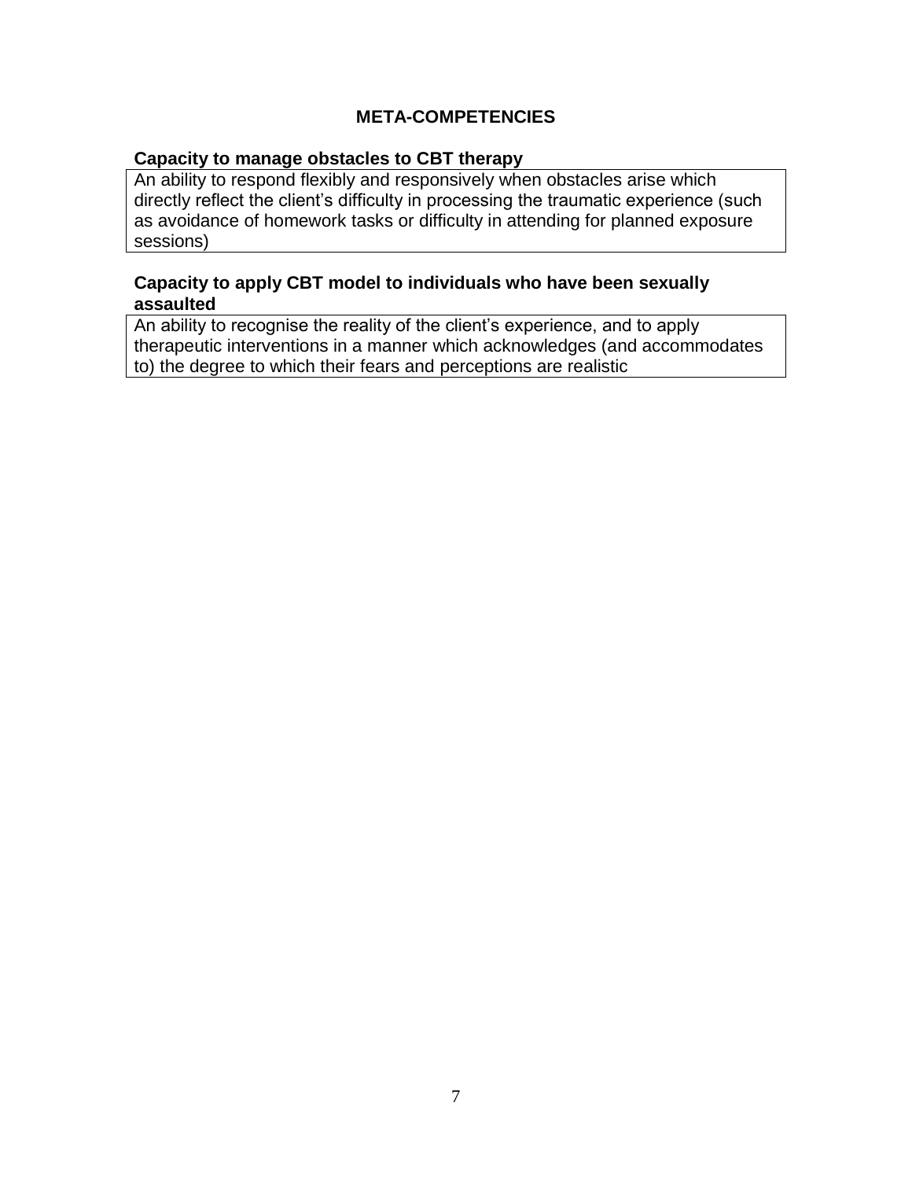# META-COMPETENCIES

### Capacity to manage obstacles to CBT therapy

| |
|---|
| An ability to respond flexibly and responsively when obstacles arise which directly reflect the client's difficulty in processing the traumatic experience (such as avoidance of homework tasks or difficulty in attending for planned exposure sessions) |

### Capacity to apply CBT model to individuals who have been sexually assaulted

| |
|---|
| An ability to recognise the reality of the client's experience, and to apply therapeutic interventions in a manner which acknowledges (and accommodates to) the degree to which their fears and perceptions are realistic |